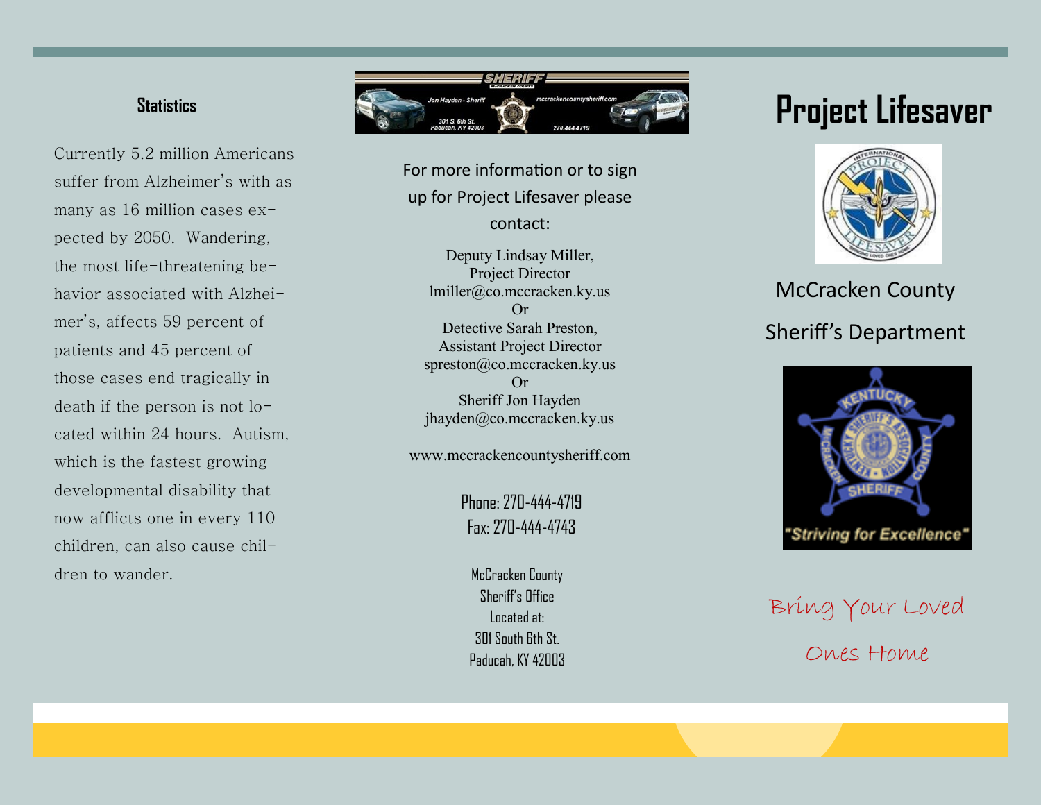## Statistics

Currently 5.2 million Americans suffer from Alzheimer's with as many as 16 million cases expected by 2050. Wandering, the most life-threatening behavior associated with Alzheimer's, affects 59 percent of patients and 45 percent of those cases end tragically in death if the person is not located within 24 hours. Autism, which is the fastest growing developmental disability that now afflicts one in every 110 children, can also cause children to wander.

SHERIFF
McCRACKEN COUNTY
Jon Hayden - Sheriff
301 S. 6th St.
Paducah, KY 42003
mccrackencountysheriff.com
270.444.4719

For more information or to sign up for Project Lifesaver please contact:

Deputy Lindsay Miller,
Project Director
lmiller@co.mccracken.ky.us
Or
Detective Sarah Preston,
Assistant Project Director
spreston@co.mccracken.ky.us
Or
Sheriff Jon Hayden
jhayden@co.mccracken.ky.us

www.mccrackencountysheriff.com

Phone: 270-444-4719
Fax: 270-444-4743

McCracken County
Sheriff's Office
Located at:
301 South 6th St.
Paducah, KY 42003

# Project Lifesaver

INTERNATIONAL PROJECT LIFESAVER
BRINGING LOVED ONES HOME

McCracken County

Sheriff's Department

KENTUCKY SHERIFF'S ASSOCIATION
McCRACKEN COUNTY
SHERIFF
"Striving for Excellence"

Bring Your Loved Ones Home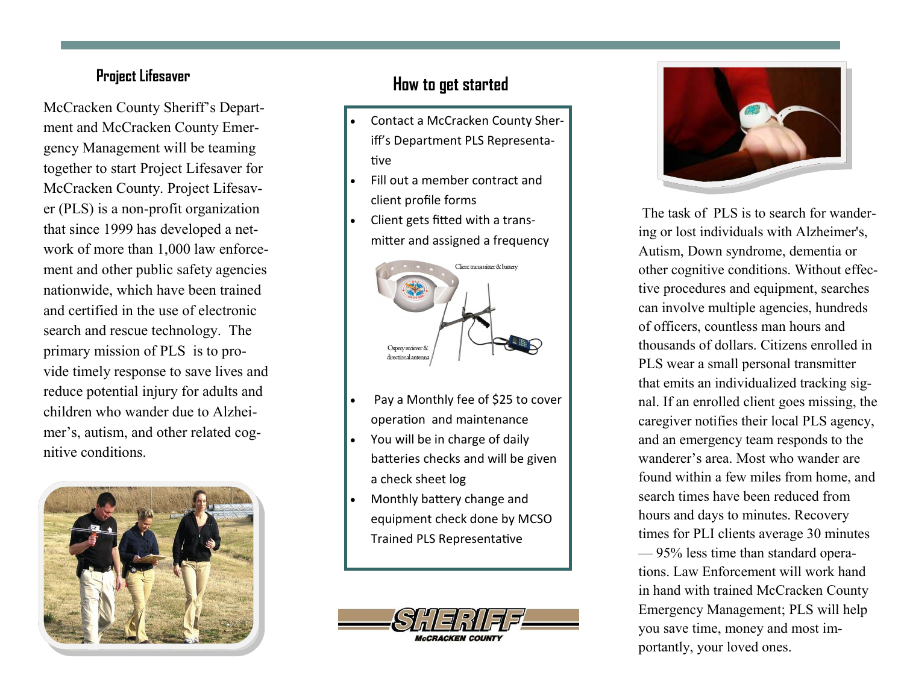## Project Lifesaver

McCracken County Sheriff's Department and McCracken County Emergency Management will be teaming together to start Project Lifesaver for McCracken County. Project Lifesaver (PLS) is a non-profit organization that since 1999 has developed a network of more than 1,000 law enforcement and other public safety agencies nationwide, which have been trained and certified in the use of electronic search and rescue technology. The primary mission of PLS is to provide timely response to save lives and reduce potential injury for adults and children who wander due to Alzheimer's, autism, and other related cognitive conditions.

## How to get started

- Contact a McCracken County Sheriff's Department PLS Representative
- Fill out a member contract and client profile forms
- Client gets fitted with a transmitter and assigned a frequency

Client transmitter & battery

Osprey reciever & directional antenna

- Pay a Monthly fee of $25 to cover operation and maintenance
- You will be in charge of daily batteries checks and will be given a check sheet log
- Monthly battery change and equipment check done by MCSO Trained PLS Representative

SHERIFF
McCRACKEN COUNTY

The task of PLS is to search for wandering or lost individuals with Alzheimer's, Autism, Down syndrome, dementia or other cognitive conditions. Without effective procedures and equipment, searches can involve multiple agencies, hundreds of officers, countless man hours and thousands of dollars. Citizens enrolled in PLS wear a small personal transmitter that emits an individualized tracking signal. If an enrolled client goes missing, the caregiver notifies their local PLS agency, and an emergency team responds to the wanderer's area. Most who wander are found within a few miles from home, and search times have been reduced from hours and days to minutes. Recovery times for PLI clients average 30 minutes — 95% less time than standard operations. Law Enforcement will work hand in hand with trained McCracken County Emergency Management; PLS will help you save time, money and most importantly, your loved ones.